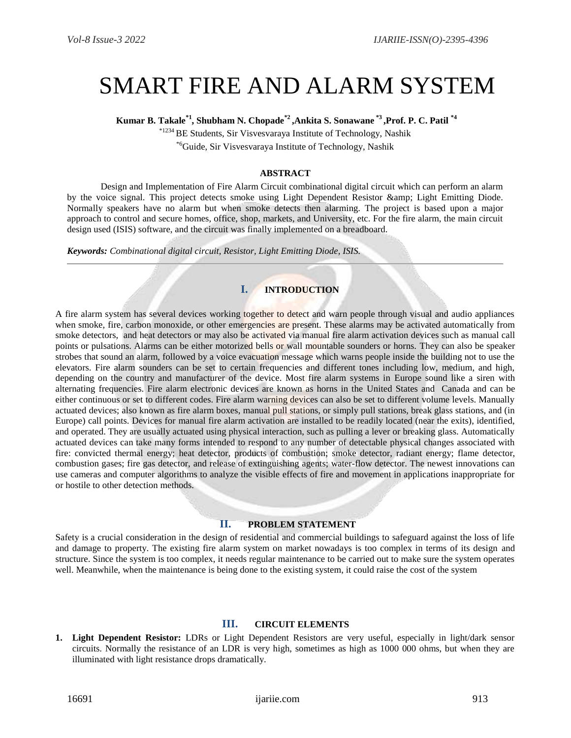# SMART FIRE AND ALARM SYSTEM

**Kumar B. Takale[*1], Shubham N. Chopade[*2], Ankita S. Sonawane[*3], Prof. P. C. Patil[*4]**

[*1234] BE Students, Sir Visvesvaraya Institute of Technology, Nashik

[*6] Guide, Sir Visvesvaraya Institute of Technology, Nashik

### ABSTRACT

Design and Implementation of Fire Alarm Circuit combinational digital circuit which can perform an alarm by the voice signal. This project detects smoke using Light Dependent Resistor &amp; Light Emitting Diode. Normally speakers have no alarm but when smoke detects then alarming. The project is based upon a major approach to control and secure homes, office, shop, markets, and University, etc. For the fire alarm, the main circuit design used (ISIS) software, and the circuit was finally implemented on a breadboard.

***Keywords:*** *Combinational digital circuit, Resistor, Light Emitting Diode, ISIS.*

## I. INTRODUCTION

A fire alarm system has several devices working together to detect and warn people through visual and audio appliances when smoke, fire, carbon monoxide, or other emergencies are present. These alarms may be activated automatically from smoke detectors, and heat detectors or may also be activated via manual fire alarm activation devices such as manual call points or pulsations. Alarms can be either motorized bells or wall mountable sounders or horns. They can also be speaker strobes that sound an alarm, followed by a voice evacuation message which warns people inside the building not to use the elevators. Fire alarm sounders can be set to certain frequencies and different tones including low, medium, and high, depending on the country and manufacturer of the device. Most fire alarm systems in Europe sound like a siren with alternating frequencies. Fire alarm electronic devices are known as horns in the United States and Canada and can be either continuous or set to different codes. Fire alarm warning devices can also be set to different volume levels. Manually actuated devices; also known as fire alarm boxes, manual pull stations, or simply pull stations, break glass stations, and (in Europe) call points. Devices for manual fire alarm activation are installed to be readily located (near the exits), identified, and operated. They are usually actuated using physical interaction, such as pulling a lever or breaking glass. Automatically actuated devices can take many forms intended to respond to any number of detectable physical changes associated with fire: convicted thermal energy; heat detector, products of combustion; smoke detector, radiant energy; flame detector, combustion gases; fire gas detector, and release of extinguishing agents; water-flow detector. The newest innovations can use cameras and computer algorithms to analyze the visible effects of fire and movement in applications inappropriate for or hostile to other detection methods.

## II. PROBLEM STATEMENT

Safety is a crucial consideration in the design of residential and commercial buildings to safeguard against the loss of life and damage to property. The existing fire alarm system on market nowadays is too complex in terms of its design and structure. Since the system is too complex, it needs regular maintenance to be carried out to make sure the system operates well. Meanwhile, when the maintenance is being done to the existing system, it could raise the cost of the system

## III. CIRCUIT ELEMENTS

1. **Light Dependent Resistor:** LDRs or Light Dependent Resistors are very useful, especially in light/dark sensor circuits. Normally the resistance of an LDR is very high, sometimes as high as 1000 000 ohms, but when they are illuminated with light resistance drops dramatically.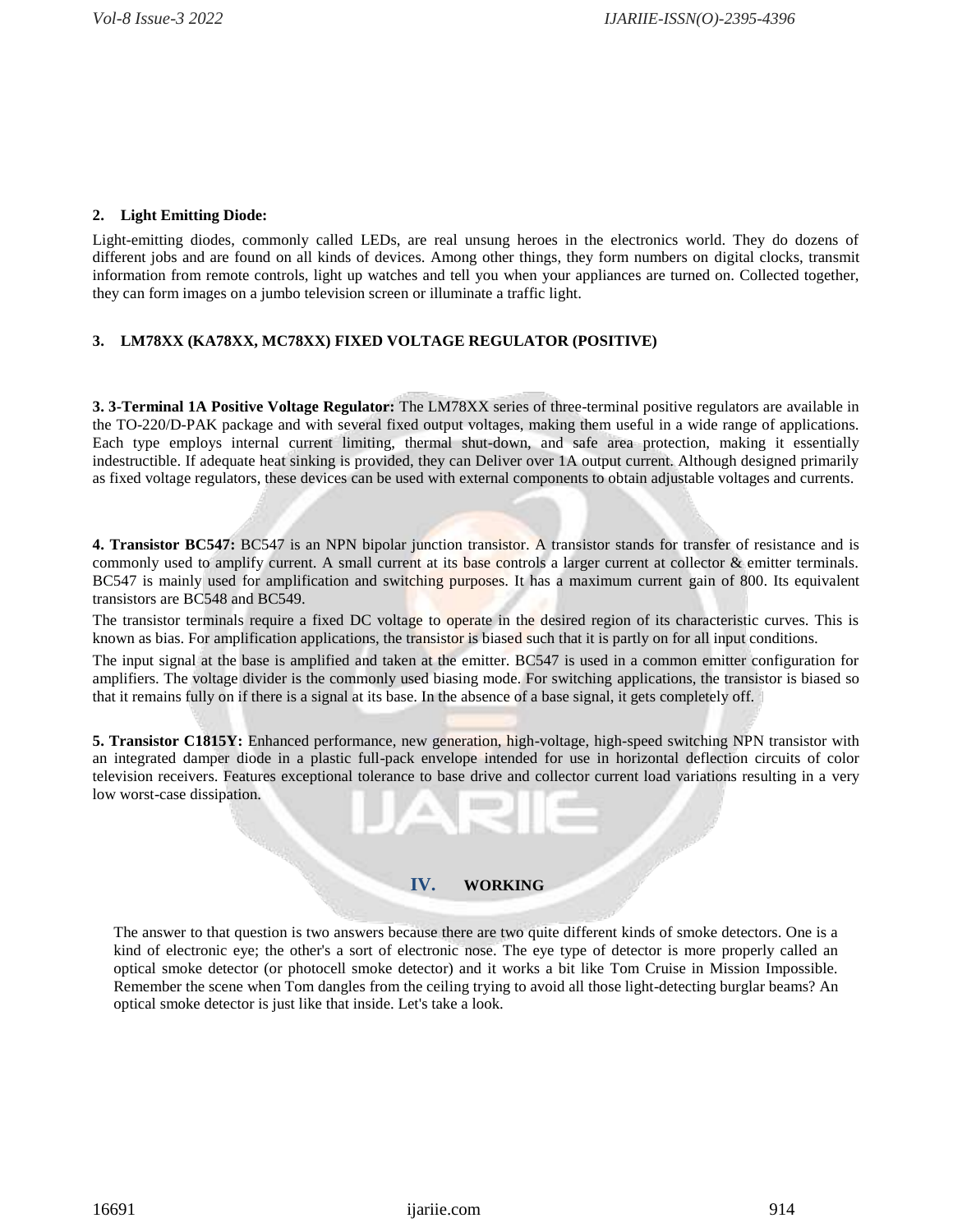**2. Light Emitting Diode:**

Light-emitting diodes, commonly called LEDs, are real unsung heroes in the electronics world. They do dozens of different jobs and are found on all kinds of devices. Among other things, they form numbers on digital clocks, transmit information from remote controls, light up watches and tell you when your appliances are turned on. Collected together, they can form images on a jumbo television screen or illuminate a traffic light.

**3. LM78XX (KA78XX, MC78XX) FIXED VOLTAGE REGULATOR (POSITIVE)**

**3. 3-Terminal 1A Positive Voltage Regulator:** The LM78XX series of three-terminal positive regulators are available in the TO-220/D-PAK package and with several fixed output voltages, making them useful in a wide range of applications. Each type employs internal current limiting, thermal shut-down, and safe area protection, making it essentially indestructible. If adequate heat sinking is provided, they can Deliver over 1A output current. Although designed primarily as fixed voltage regulators, these devices can be used with external components to obtain adjustable voltages and currents.

**4. Transistor BC547:** BC547 is an NPN bipolar junction transistor. A transistor stands for transfer of resistance and is commonly used to amplify current. A small current at its base controls a larger current at collector & emitter terminals. BC547 is mainly used for amplification and switching purposes. It has a maximum current gain of 800. Its equivalent transistors are BC548 and BC549.

The transistor terminals require a fixed DC voltage to operate in the desired region of its characteristic curves. This is known as bias. For amplification applications, the transistor is biased such that it is partly on for all input conditions.

The input signal at the base is amplified and taken at the emitter. BC547 is used in a common emitter configuration for amplifiers. The voltage divider is the commonly used biasing mode. For switching applications, the transistor is biased so that it remains fully on if there is a signal at its base. In the absence of a base signal, it gets completely off.

**5. Transistor C1815Y:** Enhanced performance, new generation, high-voltage, high-speed switching NPN transistor with an integrated damper diode in a plastic full-pack envelope intended for use in horizontal deflection circuits of color television receivers. Features exceptional tolerance to base drive and collector current load variations resulting in a very low worst-case dissipation.

## IV. WORKING

The answer to that question is two answers because there are two quite different kinds of smoke detectors. One is a kind of electronic eye; the other's a sort of electronic nose. The eye type of detector is more properly called an optical smoke detector (or photocell smoke detector) and it works a bit like Tom Cruise in Mission Impossible. Remember the scene when Tom dangles from the ceiling trying to avoid all those light-detecting burglar beams? An optical smoke detector is just like that inside. Let's take a look.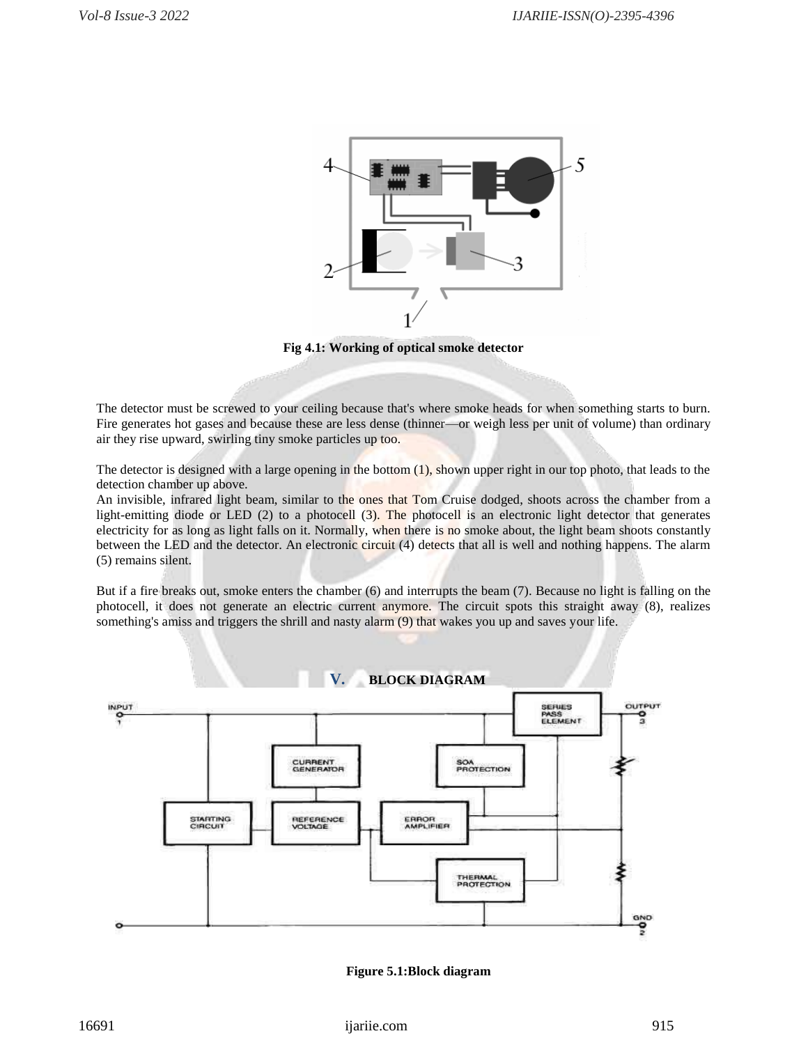Fig 4.1: Working of optical smoke detector

The detector must be screwed to your ceiling because that's where smoke heads for when something starts to burn. Fire generates hot gases and because these are less dense (thinner—or weigh less per unit of volume) than ordinary air they rise upward, swirling tiny smoke particles up too.

The detector is designed with a large opening in the bottom (1), shown upper right in our top photo, that leads to the detection chamber up above.

An invisible, infrared light beam, similar to the ones that Tom Cruise dodged, shoots across the chamber from a light-emitting diode or LED (2) to a photocell (3). The photocell is an electronic light detector that generates electricity for as long as light falls on it. Normally, when there is no smoke about, the light beam shoots constantly between the LED and the detector. An electronic circuit (4) detects that all is well and nothing happens. The alarm (5) remains silent.

But if a fire breaks out, smoke enters the chamber (6) and interrupts the beam (7). Because no light is falling on the photocell, it does not generate an electric current anymore. The circuit spots this straight away (8), realizes something's amiss and triggers the shrill and nasty alarm (9) that wakes you up and saves your life.

## V. BLOCK DIAGRAM

Figure 5.1:Block diagram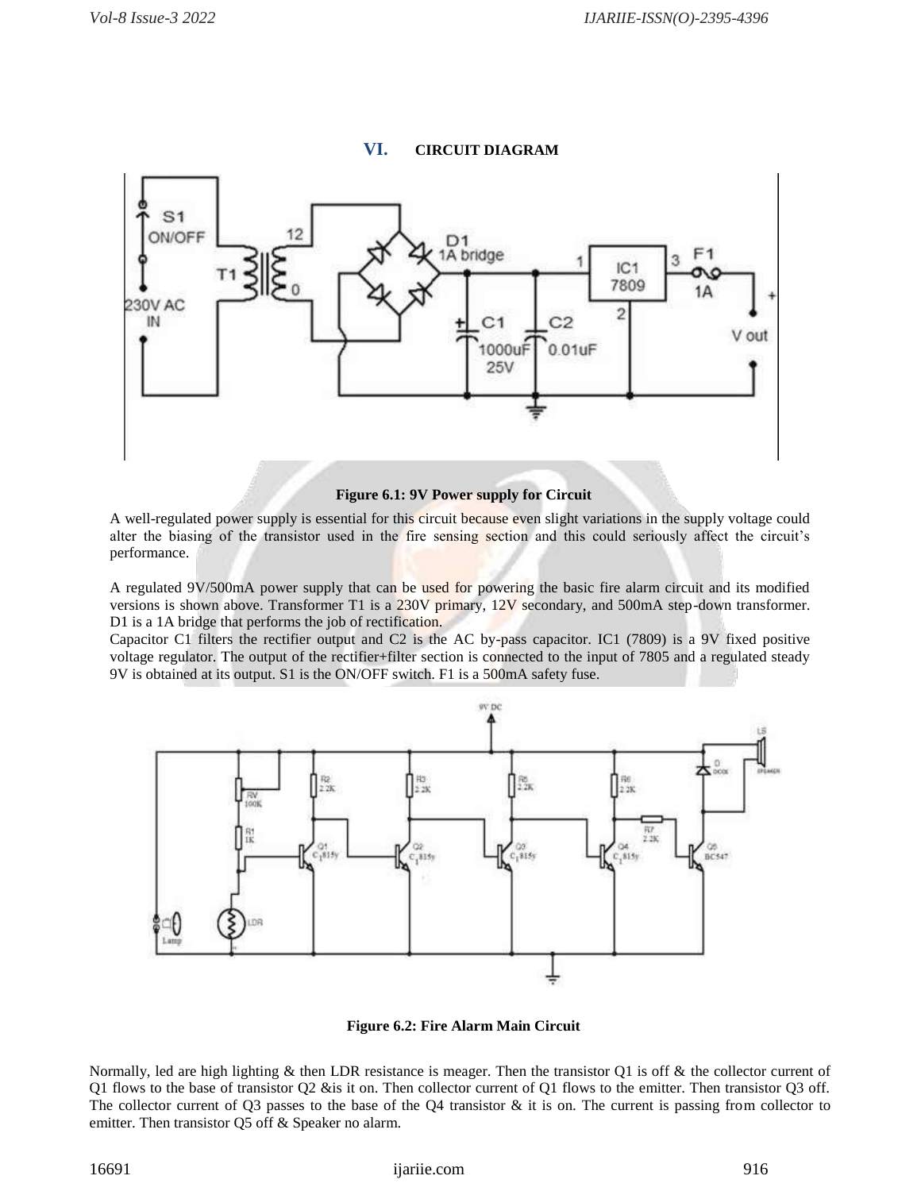## VI. CIRCUIT DIAGRAM

**Figure 6.1: 9V Power supply for Circuit**

A well-regulated power supply is essential for this circuit because even slight variations in the supply voltage could alter the biasing of the transistor used in the fire sensing section and this could seriously affect the circuit's performance.

A regulated 9V/500mA power supply that can be used for powering the basic fire alarm circuit and its modified versions is shown above. Transformer T1 is a 230V primary, 12V secondary, and 500mA step-down transformer. D1 is a 1A bridge that performs the job of rectification.

Capacitor C1 filters the rectifier output and C2 is the AC by-pass capacitor. IC1 (7809) is a 9V fixed positive voltage regulator. The output of the rectifier+filter section is connected to the input of 7805 and a regulated steady 9V is obtained at its output. S1 is the ON/OFF switch. F1 is a 500mA safety fuse.

**Figure 6.2: Fire Alarm Main Circuit**

Normally, led are high lighting & then LDR resistance is meager. Then the transistor Q1 is off & the collector current of Q1 flows to the base of transistor Q2 &is it on. Then collector current of Q1 flows to the emitter. Then transistor Q3 off. The collector current of Q3 passes to the base of the Q4 transistor & it is on. The current is passing from collector to emitter. Then transistor Q5 off & Speaker no alarm.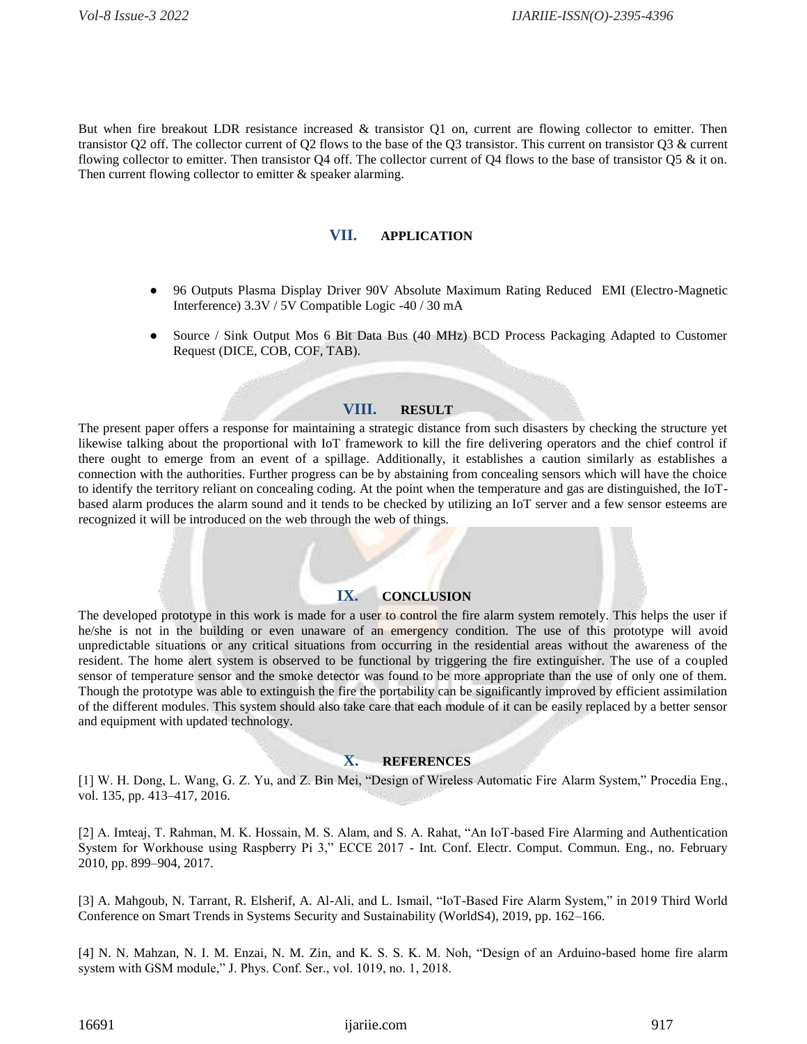But when fire breakout LDR resistance increased & transistor Q1 on, current are flowing collector to emitter. Then transistor Q2 off. The collector current of Q2 flows to the base of the Q3 transistor. This current on transistor Q3 & current flowing collector to emitter. Then transistor Q4 off. The collector current of Q4 flows to the base of transistor Q5 & it on. Then current flowing collector to emitter & speaker alarming.

## VII. APPLICATION

- 96 Outputs Plasma Display Driver 90V Absolute Maximum Rating Reduced EMI (Electro-Magnetic Interference) 3.3V / 5V Compatible Logic -40 / 30 mA
- Source / Sink Output Mos 6 Bit Data Bus (40 MHz) BCD Process Packaging Adapted to Customer Request (DICE, COB, COF, TAB).

## VIII. RESULT

The present paper offers a response for maintaining a strategic distance from such disasters by checking the structure yet likewise talking about the proportional with IoT framework to kill the fire delivering operators and the chief control if there ought to emerge from an event of a spillage. Additionally, it establishes a caution similarly as establishes a connection with the authorities. Further progress can be by abstaining from concealing sensors which will have the choice to identify the territory reliant on concealing coding. At the point when the temperature and gas are distinguished, the IoT-based alarm produces the alarm sound and it tends to be checked by utilizing an IoT server and a few sensor esteems are recognized it will be introduced on the web through the web of things.

## IX. CONCLUSION

The developed prototype in this work is made for a user to control the fire alarm system remotely. This helps the user if he/she is not in the building or even unaware of an emergency condition. The use of this prototype will avoid unpredictable situations or any critical situations from occurring in the residential areas without the awareness of the resident. The home alert system is observed to be functional by triggering the fire extinguisher. The use of a coupled sensor of temperature sensor and the smoke detector was found to be more appropriate than the use of only one of them. Though the prototype was able to extinguish the fire the portability can be significantly improved by efficient assimilation of the different modules. This system should also take care that each module of it can be easily replaced by a better sensor and equipment with updated technology.

## X. REFERENCES

[1] W. H. Dong, L. Wang, G. Z. Yu, and Z. Bin Mei, "Design of Wireless Automatic Fire Alarm System," Procedia Eng., vol. 135, pp. 413–417, 2016.

[2] A. Imteaj, T. Rahman, M. K. Hossain, M. S. Alam, and S. A. Rahat, "An IoT-based Fire Alarming and Authentication System for Workhouse using Raspberry Pi 3," ECCE 2017 - Int. Conf. Electr. Comput. Commun. Eng., no. February 2010, pp. 899–904, 2017.

[3] A. Mahgoub, N. Tarrant, R. Elsherif, A. Al-Ali, and L. Ismail, "IoT-Based Fire Alarm System," in 2019 Third World Conference on Smart Trends in Systems Security and Sustainability (WorldS4), 2019, pp. 162–166.

[4] N. N. Mahzan, N. I. M. Enzai, N. M. Zin, and K. S. S. K. M. Noh, "Design of an Arduino-based home fire alarm system with GSM module," J. Phys. Conf. Ser., vol. 1019, no. 1, 2018.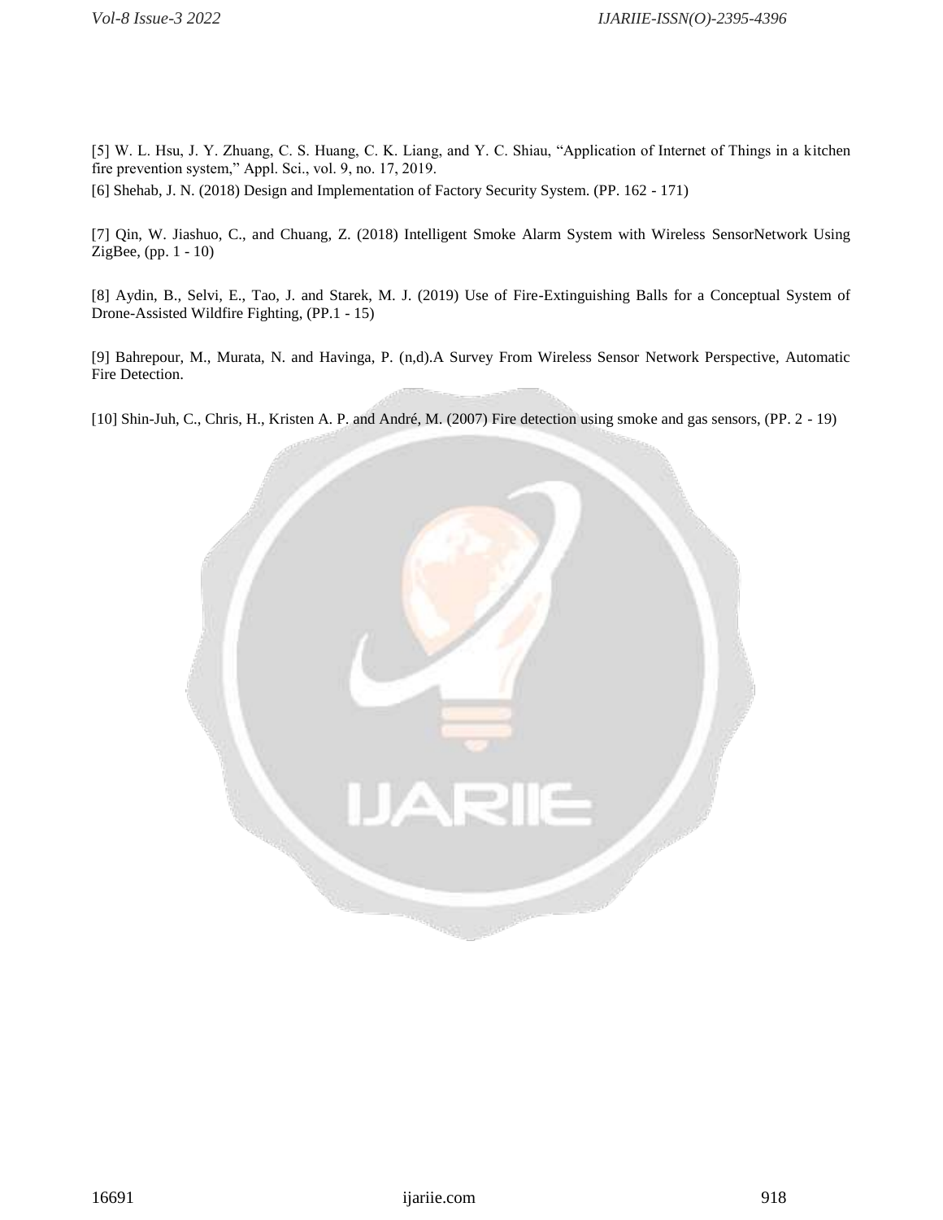[5] W. L. Hsu, J. Y. Zhuang, C. S. Huang, C. K. Liang, and Y. C. Shiau, "Application of Internet of Things in a kitchen fire prevention system," Appl. Sci., vol. 9, no. 17, 2019.

[6] Shehab, J. N. (2018) Design and Implementation of Factory Security System. (PP. 162 - 171)

[7] Qin, W. Jiashuo, C., and Chuang, Z. (2018) Intelligent Smoke Alarm System with Wireless SensorNetwork Using ZigBee, (pp. 1 - 10)

[8] Aydin, B., Selvi, E., Tao, J. and Starek, M. J. (2019) Use of Fire-Extinguishing Balls for a Conceptual System of Drone-Assisted Wildfire Fighting, (PP.1 - 15)

[9] Bahrepour, M., Murata, N. and Havinga, P. (n,d).A Survey From Wireless Sensor Network Perspective, Automatic Fire Detection.

[10] Shin-Juh, C., Chris, H., Kristen A. P. and André, M. (2007) Fire detection using smoke and gas sensors, (PP. 2 - 19)